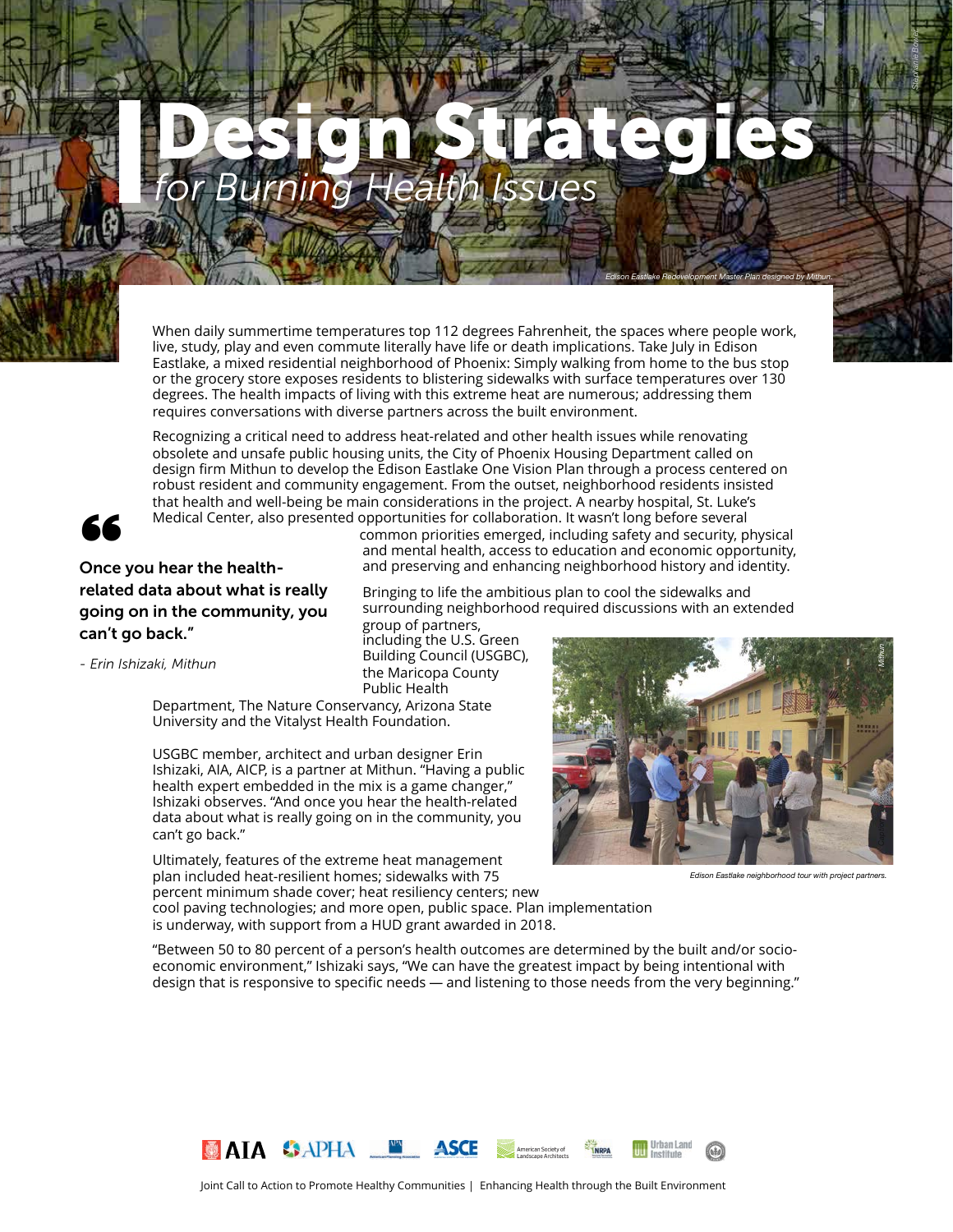# Design Strategies
*for Burning Health Issues*

*Edison Eastlake Redevelopment Master Plan designed by Mithun.*

When daily summertime temperatures top 112 degrees Fahrenheit, the spaces where people work, live, study, play and even commute literally have life or death implications. Take July in Edison Eastlake, a mixed residential neighborhood of Phoenix: Simply walking from home to the bus stop or the grocery store exposes residents to blistering sidewalks with surface temperatures over 130 degrees. The health impacts of living with this extreme heat are numerous; addressing them requires conversations with diverse partners across the built environment.

Recognizing a critical need to address heat-related and other health issues while renovating obsolete and unsafe public housing units, the City of Phoenix Housing Department called on design firm Mithun to develop the Edison Eastlake One Vision Plan through a process centered on robust resident and community engagement. From the outset, neighborhood residents insisted that health and well-being be main considerations in the project. A nearby hospital, St. Luke's Medical Center, also presented opportunities for collaboration. It wasn't long before several common priorities emerged, including safety and security, physical and mental health, access to education and economic opportunity, and preserving and enhancing neighborhood history and identity.

> **Once you hear the health-related data about what is really going on in the community, you can't go back."**
>
> *- Erin Ishizaki, Mithun*

Bringing to life the ambitious plan to cool the sidewalks and surrounding neighborhood required discussions with an extended group of partners, including the U.S. Green Building Council (USGBC), the Maricopa County Public Health Department, The Nature Conservancy, Arizona State University and the Vitalyst Health Foundation.

USGBC member, architect and urban designer Erin Ishizaki, AIA, AICP, is a partner at Mithun. "Having a public health expert embedded in the mix is a game changer," Ishizaki observes. "And once you hear the health-related data about what is really going on in the community, you can't go back."

*Edison Eastlake neighborhood tour with project partners.*

Ultimately, features of the extreme heat management plan included heat-resilient homes; sidewalks with 75 percent minimum shade cover; heat resiliency centers; new cool paving technologies; and more open, public space. Plan implementation is underway, with support from a HUD grant awarded in 2018.

"Between 50 to 80 percent of a person's health outcomes are determined by the built and/or socio-economic environment," Ishizaki says, "We can have the greatest impact by being intentional with design that is responsive to specific needs — and listening to those needs from the very beginning."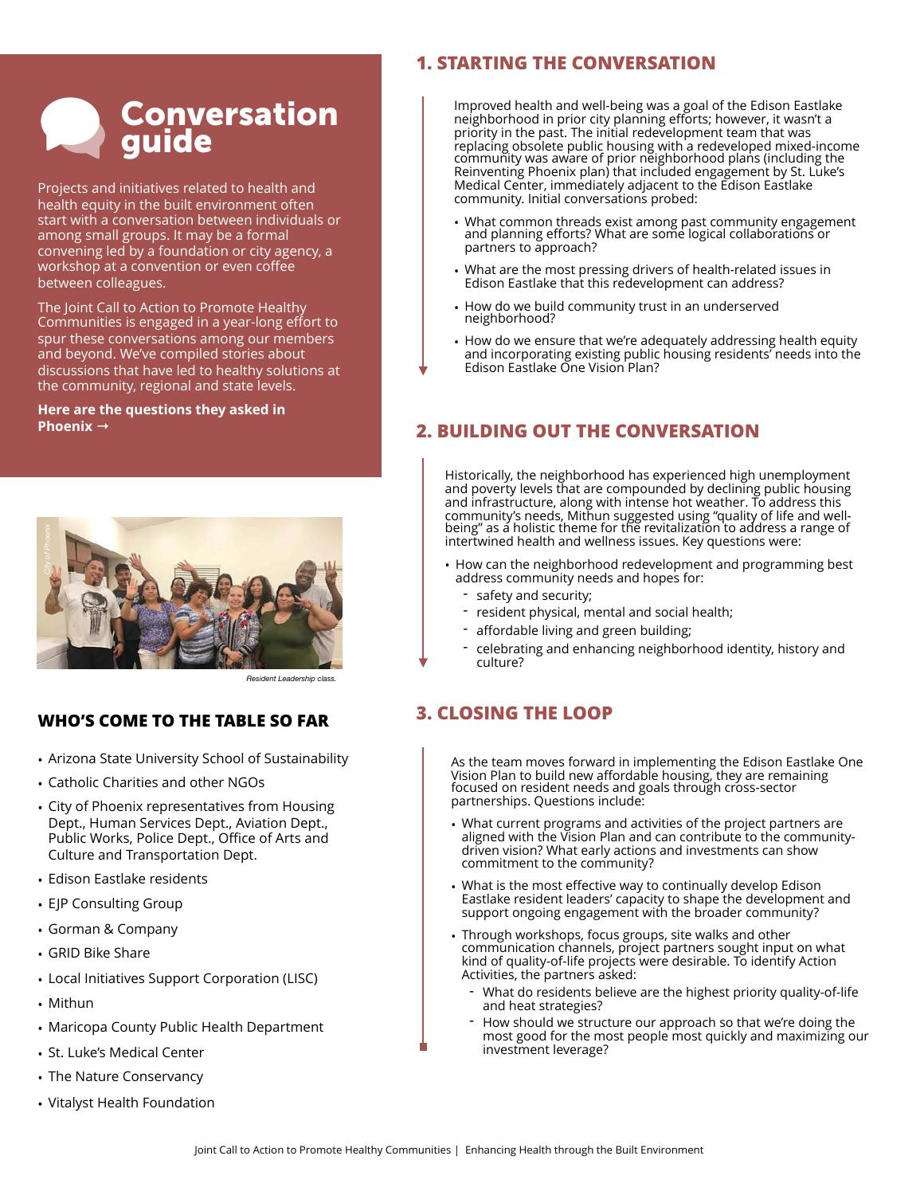# Conversation guide

Projects and initiatives related to health and health equity in the built environment often start with a conversation between individuals or among small groups. It may be a formal convening led by a foundation or city agency, a workshop at a convention or even coffee between colleagues.

The Joint Call to Action to Promote Healthy Communities is engaged in a year-long effort to spur these conversations among our members and beyond. We've compiled stories about discussions that have led to healthy solutions at the community, regional and state levels.

**Here are the questions they asked in Phoenix →**

*Resident Leadership class.*

## WHO'S COME TO THE TABLE SO FAR

- Arizona State University School of Sustainability
- Catholic Charities and other NGOs
- City of Phoenix representatives from Housing Dept., Human Services Dept., Aviation Dept., Public Works, Police Dept., Office of Arts and Culture and Transportation Dept.
- Edison Eastlake residents
- EJP Consulting Group
- Gorman & Company
- GRID Bike Share
- Local Initiatives Support Corporation (LISC)
- Mithun
- Maricopa County Public Health Department
- St. Luke's Medical Center
- The Nature Conservancy
- Vitalyst Health Foundation

## 1. STARTING THE CONVERSATION

Improved health and well-being was a goal of the Edison Eastlake neighborhood in prior city planning efforts; however, it wasn't a priority in the past. The initial redevelopment team that was replacing obsolete public housing with a redeveloped mixed-income community was aware of prior neighborhood plans (including the Reinventing Phoenix plan) that included engagement by St. Luke's Medical Center, immediately adjacent to the Edison Eastlake community. Initial conversations probed:

- What common threads exist among past community engagement and planning efforts? What are some logical collaborations or partners to approach?
- What are the most pressing drivers of health-related issues in Edison Eastlake that this redevelopment can address?
- How do we build community trust in an underserved neighborhood?
- How do we ensure that we're adequately addressing health equity and incorporating existing public housing residents' needs into the Edison Eastlake One Vision Plan?

## 2. BUILDING OUT THE CONVERSATION

Historically, the neighborhood has experienced high unemployment and poverty levels that are compounded by declining public housing and infrastructure, along with intense hot weather. To address this community's needs, Mithun suggested using "quality of life and well-being" as a holistic theme for the revitalization to address a range of intertwined health and wellness issues. Key questions were:

- How can the neighborhood redevelopment and programming best address community needs and hopes for:
  - safety and security;
  - resident physical, mental and social health;
  - affordable living and green building;
  - celebrating and enhancing neighborhood identity, history and culture?

## 3. CLOSING THE LOOP

As the team moves forward in implementing the Edison Eastlake One Vision Plan to build new affordable housing, they are remaining focused on resident needs and goals through cross-sector partnerships. Questions include:

- What current programs and activities of the project partners are aligned with the Vision Plan and can contribute to the community-driven vision? What early actions and investments can show commitment to the community?
- What is the most effective way to continually develop Edison Eastlake resident leaders' capacity to shape the development and support ongoing engagement with the broader community?
- Through workshops, focus groups, site walks and other communication channels, project partners sought input on what kind of quality-of-life projects were desirable. To identify Action Activities, the partners asked:
  - What do residents believe are the highest priority quality-of-life and heat strategies?
  - How should we structure our approach so that we're doing the most good for the most people most quickly and maximizing our investment leverage?